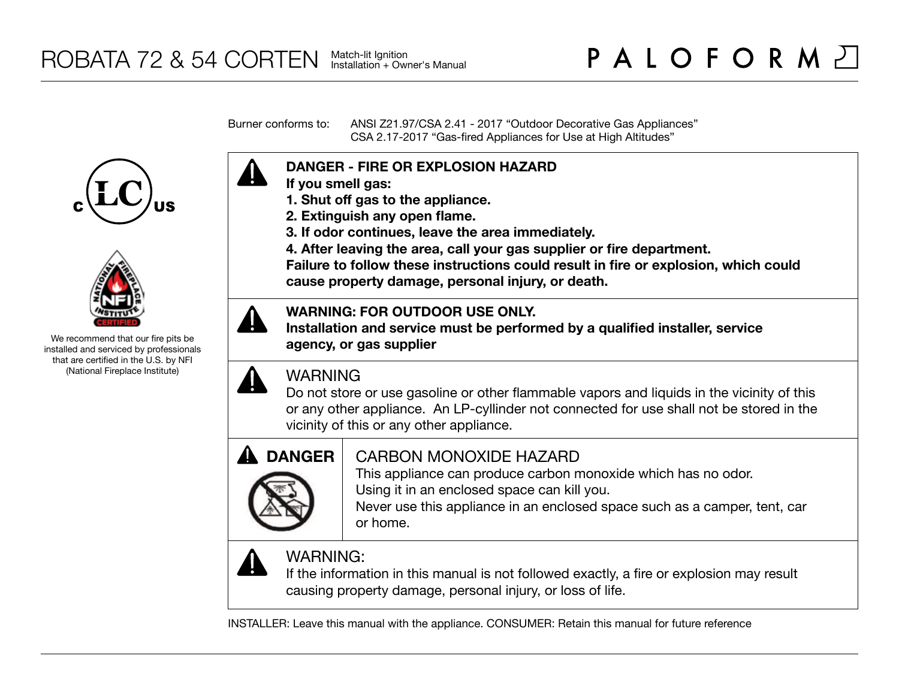# ROBATA 72 & 54 CORTEN

Match-lit Ignition
Installation + Owner's Manual

PALOFORM

Burner conforms to: ANSI Z21.97/CSA 2.41 - 2017 "Outdoor Decorative Gas Appliances"
CSA 2.17-2017 "Gas-fired Appliances for Use at High Altitudes"

We recommend that our fire pits be installed and serviced by professionals that are certified in the U.S. by NFI (National Fireplace Institute)

**DANGER - FIRE OR EXPLOSION HAZARD**
**If you smell gas:**
**1. Shut off gas to the appliance.**
**2. Extinguish any open flame.**
**3. If odor continues, leave the area immediately.**
**4. After leaving the area, call your gas supplier or fire department.**
**Failure to follow these instructions could result in fire or explosion, which could cause property damage, personal injury, or death.**

**WARNING: FOR OUTDOOR USE ONLY.**
**Installation and service must be performed by a qualified installer, service agency, or gas supplier**

WARNING
Do not store or use gasoline or other flammable vapors and liquids in the vicinity of this or any other appliance. An LP-cyllinder not connected for use shall not be stored in the vicinity of this or any other appliance.

**DANGER**

CARBON MONOXIDE HAZARD
This appliance can produce carbon monoxide which has no odor.
Using it in an enclosed space can kill you.
Never use this appliance in an enclosed space such as a camper, tent, car or home.

WARNING:
If the information in this manual is not followed exactly, a fire or explosion may result causing property damage, personal injury, or loss of life.

INSTALLER: Leave this manual with the appliance. CONSUMER: Retain this manual for future reference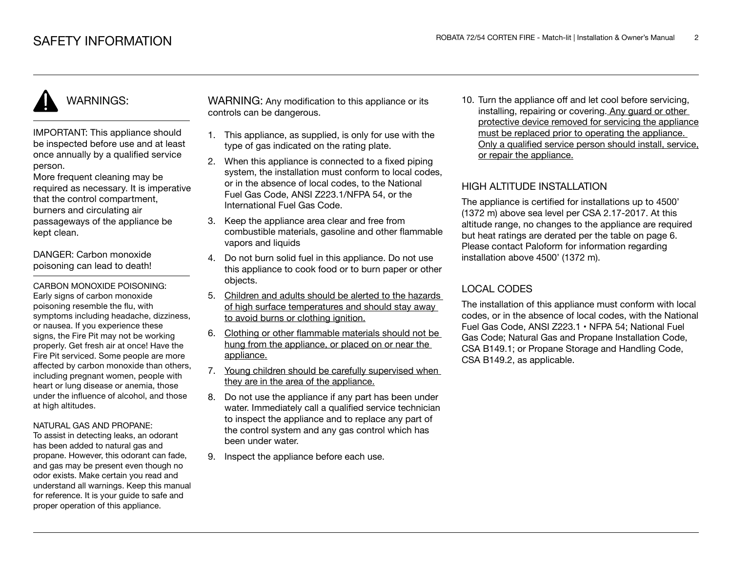# SAFETY INFORMATION

## WARNINGS:

IMPORTANT: This appliance should be inspected before use and at least once annually by a qualified service person.
More frequent cleaning may be required as necessary. It is imperative that the control compartment, burners and circulating air passageways of the appliance be kept clean.

DANGER: Carbon monoxide poisoning can lead to death!

CARBON MONOXIDE POISONING:
Early signs of carbon monoxide poisoning resemble the flu, with symptoms including headache, dizziness, or nausea. If you experience these signs, the Fire Pit may not be working properly. Get fresh air at once! Have the Fire Pit serviced. Some people are more affected by carbon monoxide than others, including pregnant women, people with heart or lung disease or anemia, those under the influence of alcohol, and those at high altitudes.

NATURAL GAS AND PROPANE:
To assist in detecting leaks, an odorant has been added to natural gas and propane. However, this odorant can fade, and gas may be present even though no odor exists. Make certain you read and understand all warnings. Keep this manual for reference. It is your guide to safe and proper operation of this appliance.

WARNING: Any modification to this appliance or its controls can be dangerous.

1. This appliance, as supplied, is only for use with the type of gas indicated on the rating plate.
2. When this appliance is connected to a fixed piping system, the installation must conform to local codes, or in the absence of local codes, to the National Fuel Gas Code, ANSI Z223.1/NFPA 54, or the International Fuel Gas Code.
3. Keep the appliance area clear and free from combustible materials, gasoline and other flammable vapors and liquids
4. Do not burn solid fuel in this appliance. Do not use this appliance to cook food or to burn paper or other objects.
5. Children and adults should be alerted to the hazards of high surface temperatures and should stay away to avoid burns or clothing ignition.
6. Clothing or other flammable materials should not be hung from the appliance, or placed on or near the appliance.
7. Young children should be carefully supervised when they are in the area of the appliance.
8. Do not use the appliance if any part has been under water. Immediately call a qualified service technician to inspect the appliance and to replace any part of the control system and any gas control which has been under water.
9. Inspect the appliance before each use.
10. Turn the appliance off and let cool before servicing, installing, repairing or covering. Any guard or other protective device removed for servicing the appliance must be replaced prior to operating the appliance. Only a qualified service person should install, service, or repair the appliance.

## HIGH ALTITUDE INSTALLATION

The appliance is certified for installations up to 4500' (1372 m) above sea level per CSA 2.17-2017. At this altitude range, no changes to the appliance are required but heat ratings are derated per the table on page 6. Please contact Paloform for information regarding installation above 4500' (1372 m).

## LOCAL CODES

The installation of this appliance must conform with local codes, or in the absence of local codes, with the National Fuel Gas Code, ANSI Z223.1 • NFPA 54; National Fuel Gas Code; Natural Gas and Propane Installation Code, CSA B149.1; or Propane Storage and Handling Code, CSA B149.2, as applicable.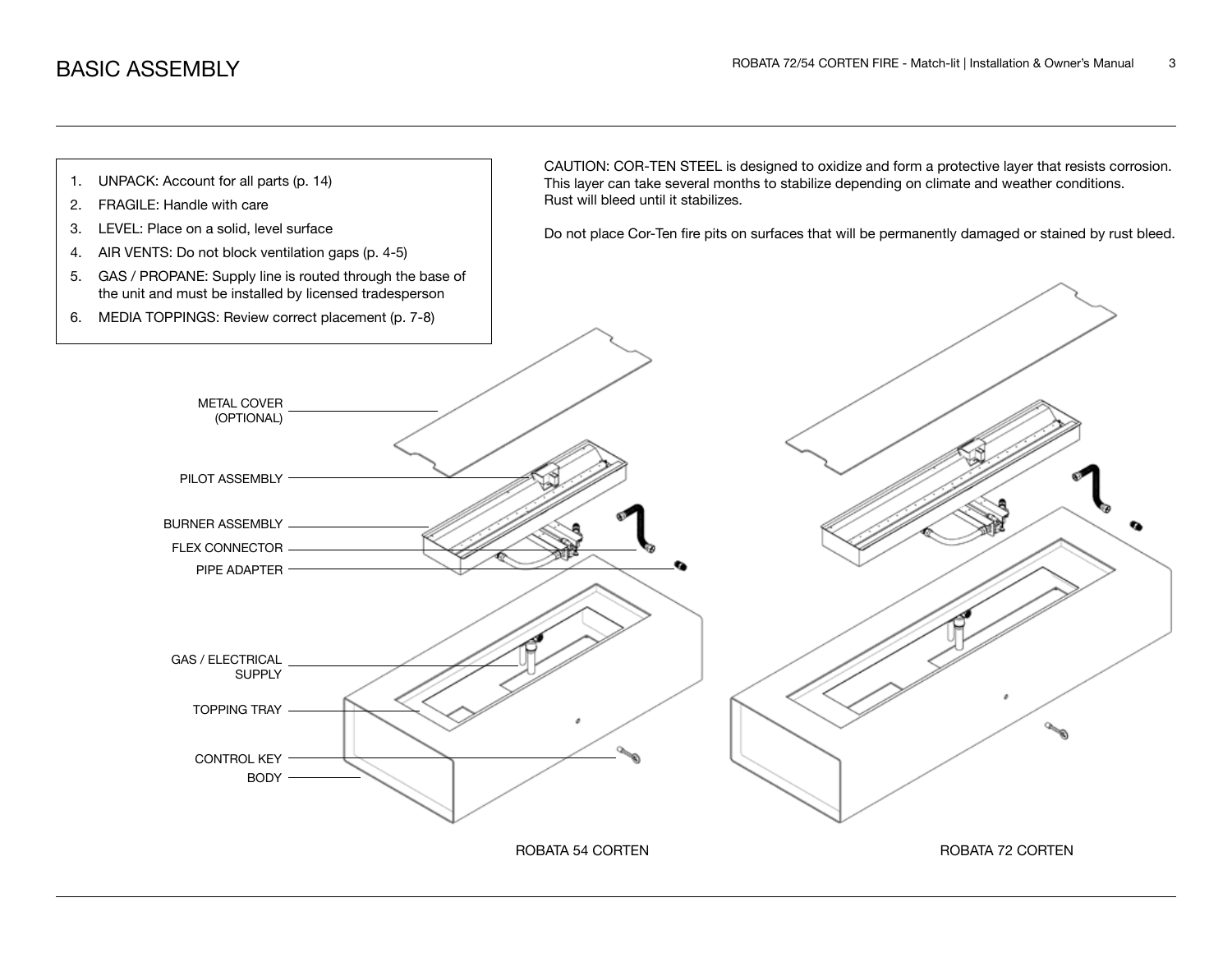# BASIC ASSEMBLY

1. UNPACK: Account for all parts (p. 14)
2. FRAGILE: Handle with care
3. LEVEL: Place on a solid, level surface
4. AIR VENTS: Do not block ventilation gaps (p. 4-5)
5. GAS / PROPANE: Supply line is routed through the base of the unit and must be installed by licensed tradesperson
6. MEDIA TOPPINGS: Review correct placement (p. 7-8)

CAUTION: COR-TEN STEEL is designed to oxidize and form a protective layer that resists corrosion. This layer can take several months to stabilize depending on climate and weather conditions. Rust will bleed until it stabilizes.

Do not place Cor-Ten fire pits on surfaces that will be permanently damaged or stained by rust bleed.

METAL COVER (OPTIONAL)

PILOT ASSEMBLY

BURNER ASSEMBLY

FLEX CONNECTOR

PIPE ADAPTER

GAS / ELECTRICAL SUPPLY

TOPPING TRAY

CONTROL KEY

BODY

ROBATA 54 CORTEN

ROBATA 72 CORTEN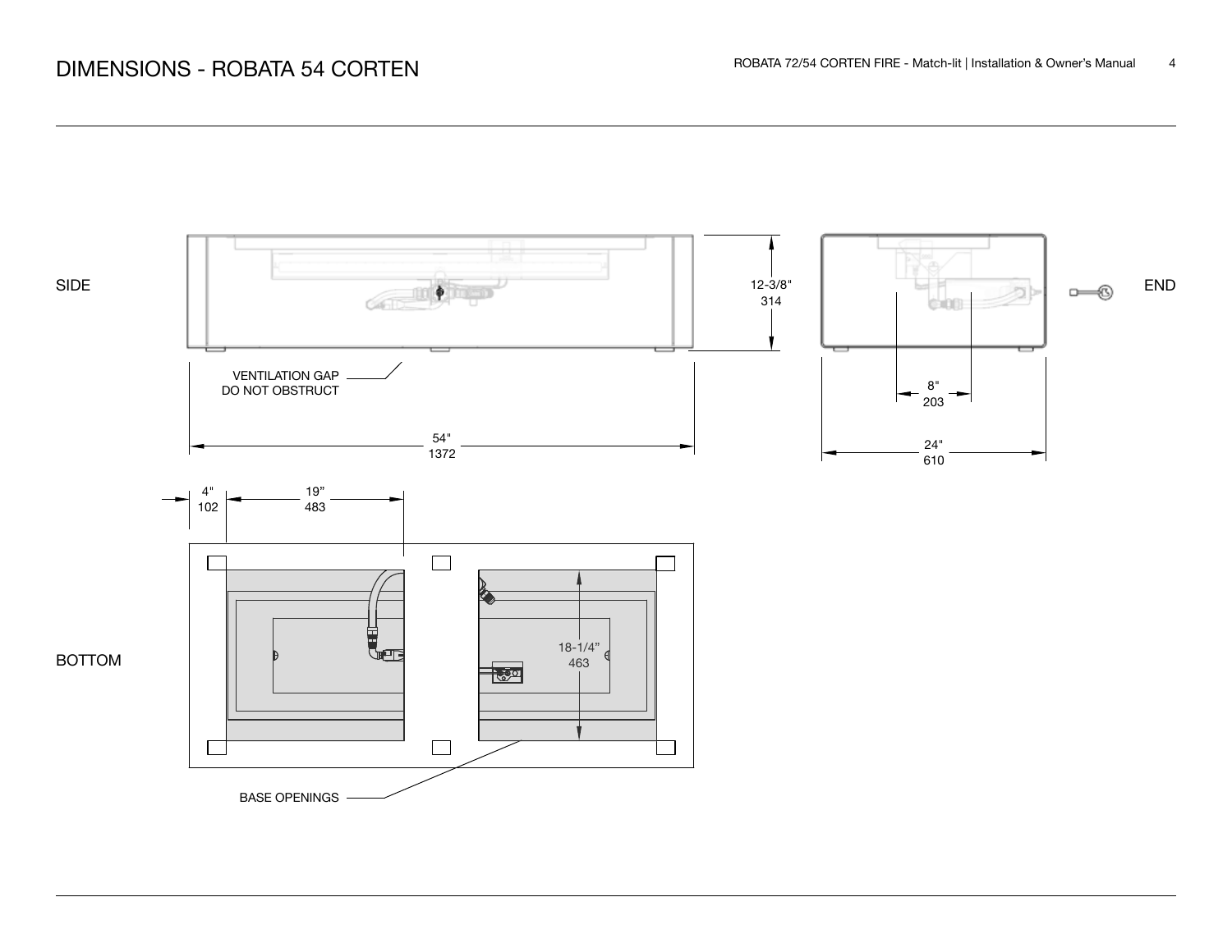# DIMENSIONS - ROBATA 54 CORTEN

SIDE

12-3/8"
314

VENTILATION GAP
DO NOT OBSTRUCT

54"
1372

END

8"
203

24"
610

BOTTOM

4"
102

19"
483

18-1/4"
463

BASE OPENINGS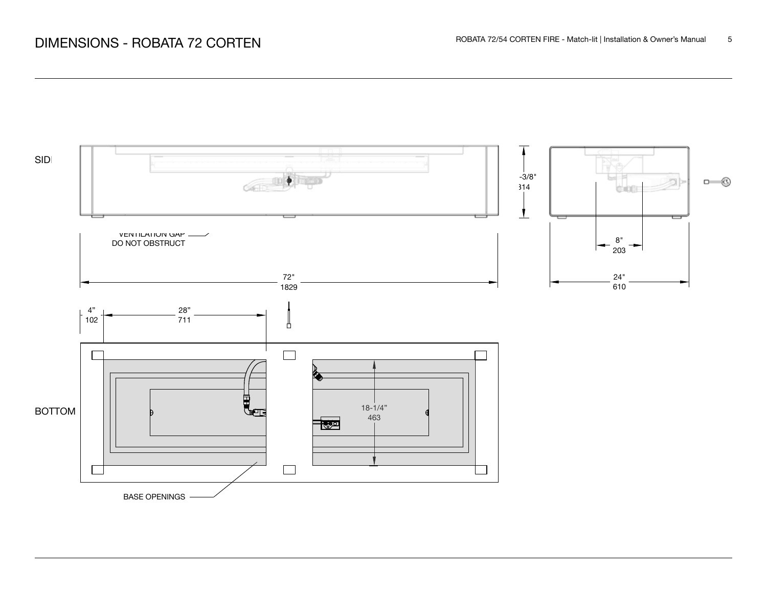# DIMENSIONS - ROBATA 72 CORTEN

SIDE

-3/8"
314

VENTILATION GAP
DO NOT OBSTRUCT

72"
1829

8"
203

24"
610

4"
102

28"
711

BOTTOM

18-1/4"
463

BASE OPENINGS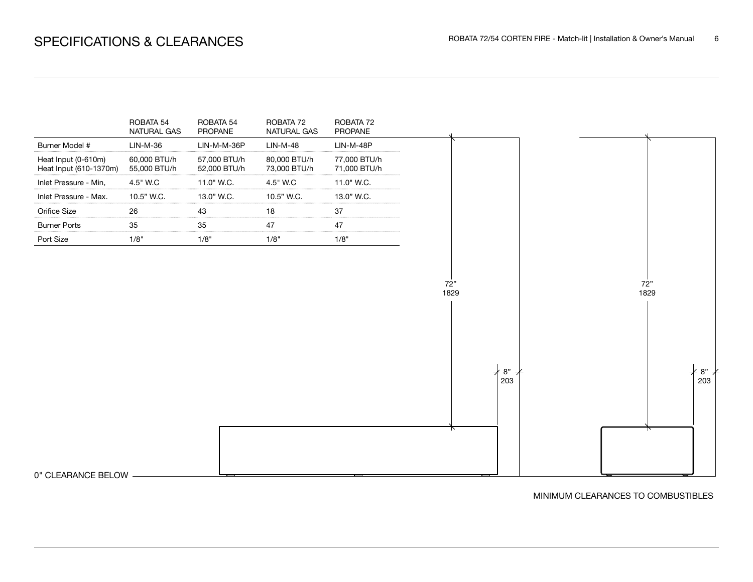# SPECIFICATIONS & CLEARANCES

| | ROBATA 54 NATURAL GAS | ROBATA 54 PROPANE | ROBATA 72 NATURAL GAS | ROBATA 72 PROPANE |
|---|---|---|---|---|
| Burner Model # | LIN-M-36 | LIN-M-M-36P | LIN-M-48 | LIN-M-48P |
| Heat Input (0-610m)<br>Heat Input (610-1370m) | 60,000 BTU/h<br>55,000 BTU/h | 57,000 BTU/h<br>52,000 BTU/h | 80,000 BTU/h<br>73,000 BTU/h | 77,000 BTU/h<br>71,000 BTU/h |
| Inlet Pressure - Min, | 4.5" W.C | 11.0" W.C. | 4.5" W.C | 11.0" W.C. |
| Inlet Pressure - Max. | 10.5" W.C. | 13.0" W.C. | 10.5" W.C. | 13.0" W.C. |
| Orifice Size | 26 | 43 | 18 | 37 |
| Burner Ports | 35 | 35 | 47 | 47 |
| Port Size | 1/8" | 1/8" | 1/8" | 1/8" |

72" 1829

8" 203

72" 1829

8" 203

0" CLEARANCE BELOW

MINIMUM CLEARANCES TO COMBUSTIBLES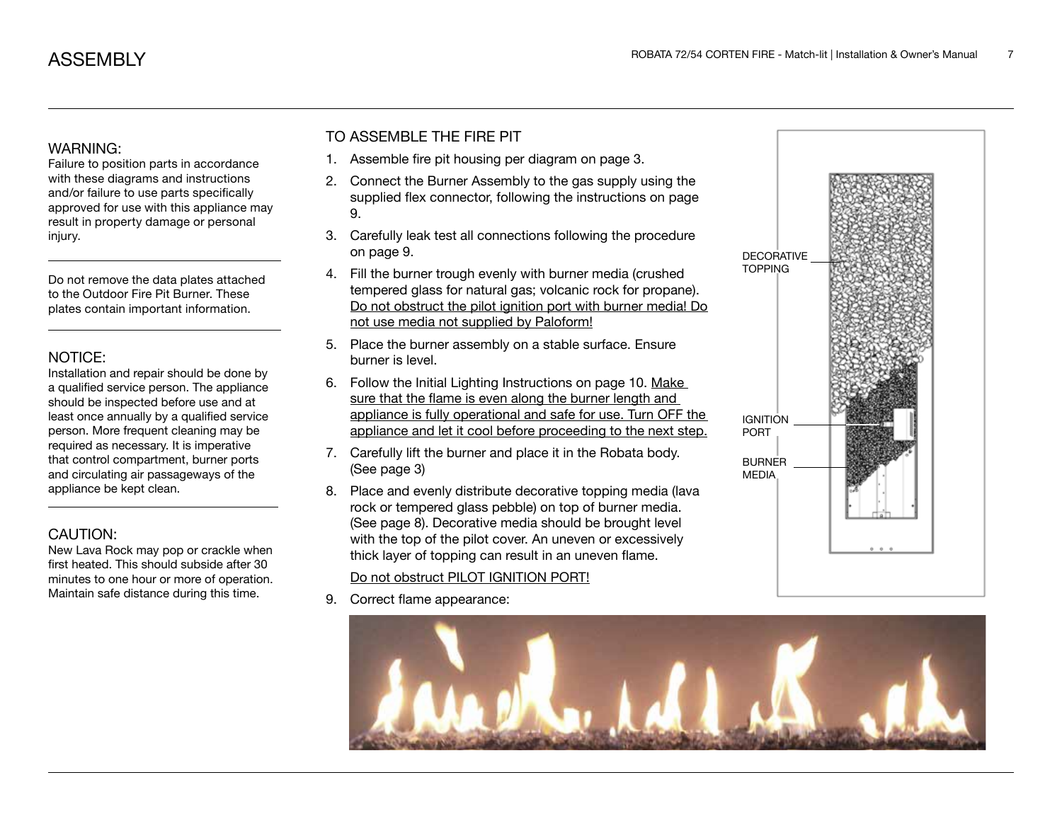# ASSEMBLY

### WARNING:

Failure to position parts in accordance with these diagrams and instructions and/or failure to use parts specifically approved for use with this appliance may result in property damage or personal injury.

---

Do not remove the data plates attached to the Outdoor Fire Pit Burner. These plates contain important information.

---

### NOTICE:

Installation and repair should be done by a qualified service person. The appliance should be inspected before use and at least once annually by a qualified service person. More frequent cleaning may be required as necessary. It is imperative that control compartment, burner ports and circulating air passageways of the appliance be kept clean.

---

### CAUTION:

New Lava Rock may pop or crackle when first heated. This should subside after 30 minutes to one hour or more of operation. Maintain safe distance during this time.

## TO ASSEMBLE THE FIRE PIT

1. Assemble fire pit housing per diagram on page 3.
2. Connect the Burner Assembly to the gas supply using the supplied flex connector, following the instructions on page 9.
3. Carefully leak test all connections following the procedure on page 9.
4. Fill the burner trough evenly with burner media (crushed tempered glass for natural gas; volcanic rock for propane). <u>Do not obstruct the pilot ignition port with burner media! Do not use media not supplied by Paloform!</u>
5. Place the burner assembly on a stable surface. Ensure burner is level.
6. Follow the Initial Lighting Instructions on page 10. <u>Make sure that the flame is even along the burner length and appliance is fully operational and safe for use. Turn OFF the appliance and let it cool before proceeding to the next step.</u>
7. Carefully lift the burner and place it in the Robata body. (See page 3)
8. Place and evenly distribute decorative topping media (lava rock or tempered glass pebble) on top of burner media. (See page 8). Decorative media should be brought level with the top of the pilot cover. An uneven or excessively thick layer of topping can result in an uneven flame.

   <u>Do not obstruct PILOT IGNITION PORT!</u>
9. Correct flame appearance:

DECORATIVE TOPPING

IGNITION PORT

BURNER MEDIA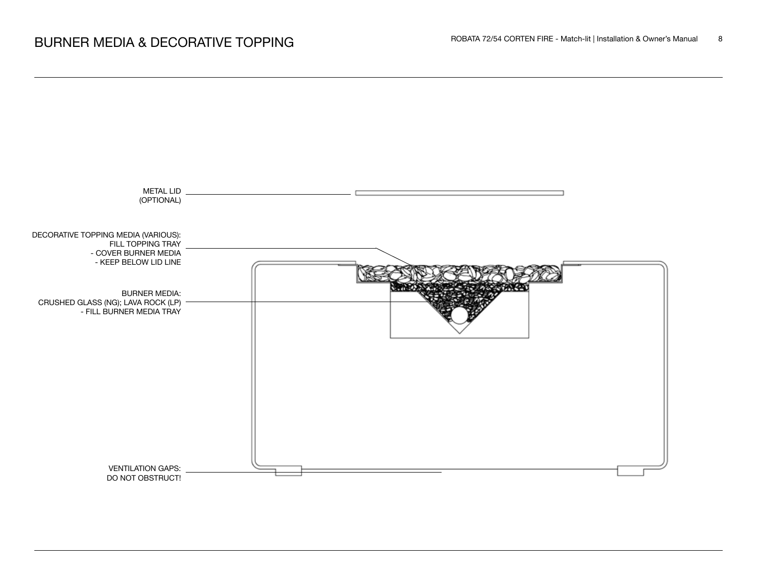# BURNER MEDIA & DECORATIVE TOPPING

METAL LID
(OPTIONAL)

DECORATIVE TOPPING MEDIA (VARIOUS):
FILL TOPPING TRAY
- COVER BURNER MEDIA
- KEEP BELOW LID LINE

BURNER MEDIA:
CRUSHED GLASS (NG); LAVA ROCK (LP)
- FILL BURNER MEDIA TRAY

VENTILATION GAPS:
DO NOT OBSTRUCT!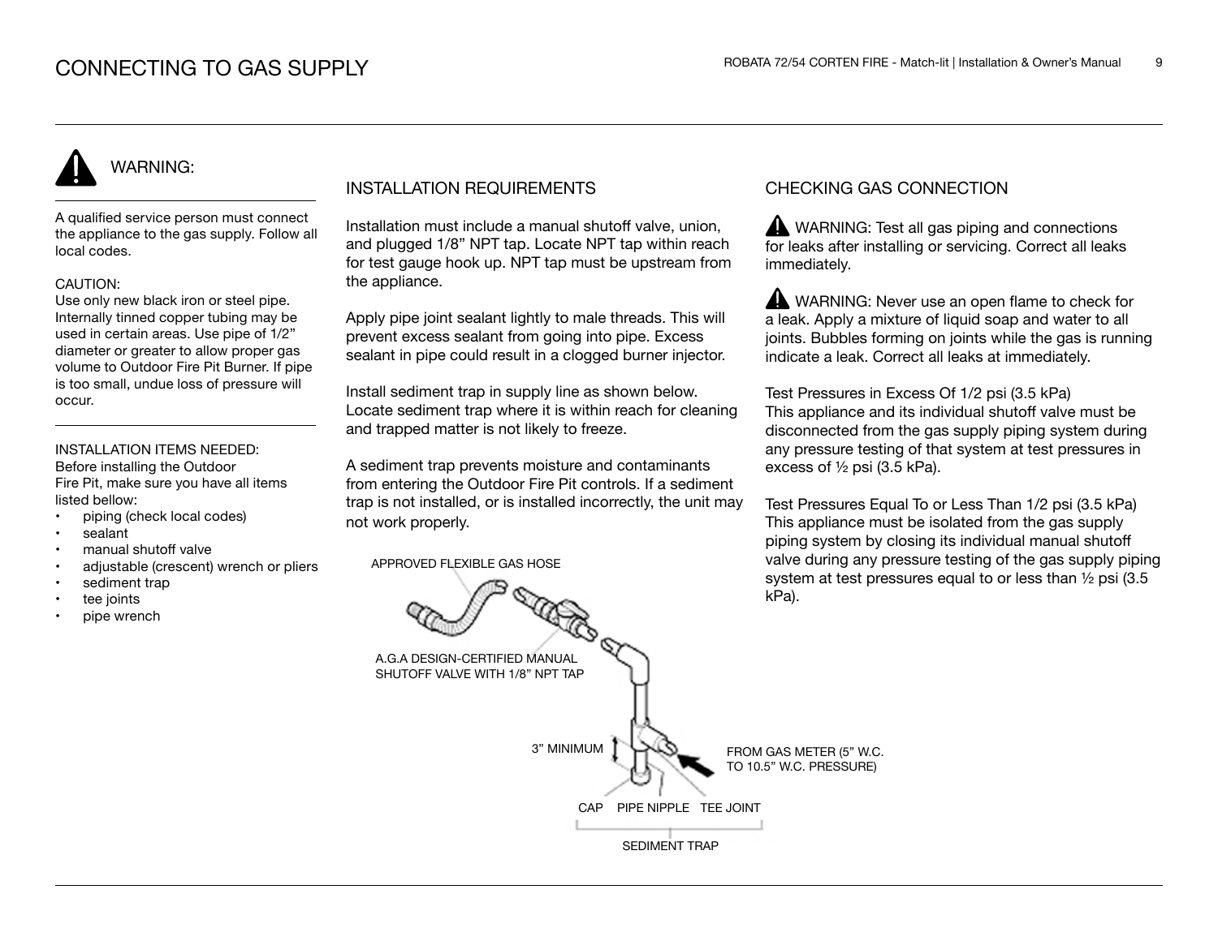# CONNECTING TO GAS SUPPLY

## WARNING:

A qualified service person must connect the appliance to the gas supply. Follow all local codes.

CAUTION:
Use only new black iron or steel pipe. Internally tinned copper tubing may be used in certain areas. Use pipe of 1/2" diameter or greater to allow proper gas volume to Outdoor Fire Pit Burner. If pipe is too small, undue loss of pressure will occur.

INSTALLATION ITEMS NEEDED:
Before installing the Outdoor Fire Pit, make sure you have all items listed bellow:

- piping (check local codes)
- sealant
- manual shutoff valve
- adjustable (crescent) wrench or pliers
- sediment trap
- tee joints
- pipe wrench

## INSTALLATION REQUIREMENTS

Installation must include a manual shutoff valve, union, and plugged 1/8" NPT tap. Locate NPT tap within reach for test gauge hook up. NPT tap must be upstream from the appliance.

Apply pipe joint sealant lightly to male threads. This will prevent excess sealant from going into pipe. Excess sealant in pipe could result in a clogged burner injector.

Install sediment trap in supply line as shown below. Locate sediment trap where it is within reach for cleaning and trapped matter is not likely to freeze.

A sediment trap prevents moisture and contaminants from entering the Outdoor Fire Pit controls. If a sediment trap is not installed, or is installed incorrectly, the unit may not work properly.

APPROVED FLEXIBLE GAS HOSE

A.G.A DESIGN-CERTIFIED MANUAL SHUTOFF VALVE WITH 1/8" NPT TAP

3" MINIMUM

FROM GAS METER (5" W.C. TO 10.5" W.C. PRESSURE)

CAP    PIPE NIPPLE    TEE JOINT

SEDIMENT TRAP

## CHECKING GAS CONNECTION

WARNING: Test all gas piping and connections for leaks after installing or servicing. Correct all leaks immediately.

WARNING: Never use an open flame to check for a leak. Apply a mixture of liquid soap and water to all joints. Bubbles forming on joints while the gas is running indicate a leak. Correct all leaks at immediately.

Test Pressures in Excess Of 1/2 psi (3.5 kPa)
This appliance and its individual shutoff valve must be disconnected from the gas supply piping system during any pressure testing of that system at test pressures in excess of ½ psi (3.5 kPa).

Test Pressures Equal To or Less Than 1/2 psi (3.5 kPa)
This appliance must be isolated from the gas supply piping system by closing its individual manual shutoff valve during any pressure testing of the gas supply piping system at test pressures equal to or less than ½ psi (3.5 kPa).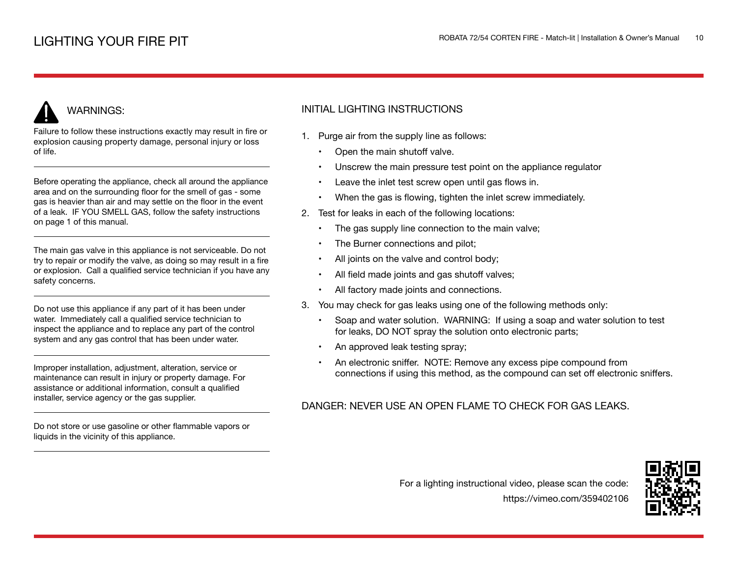# LIGHTING YOUR FIRE PIT

## WARNINGS:

Failure to follow these instructions exactly may result in fire or explosion causing property damage, personal injury or loss of life.

---

Before operating the appliance, check all around the appliance area and on the surrounding floor for the smell of gas - some gas is heavier than air and may settle on the floor in the event of a leak. IF YOU SMELL GAS, follow the safety instructions on page 1 of this manual.

---

The main gas valve in this appliance is not serviceable. Do not try to repair or modify the valve, as doing so may result in a fire or explosion. Call a qualified service technician if you have any safety concerns.

---

Do not use this appliance if any part of it has been under water. Immediately call a qualified service technician to inspect the appliance and to replace any part of the control system and any gas control that has been under water.

---

Improper installation, adjustment, alteration, service or maintenance can result in injury or property damage. For assistance or additional information, consult a qualified installer, service agency or the gas supplier.

---

Do not store or use gasoline or other flammable vapors or liquids in the vicinity of this appliance.

---

## INITIAL LIGHTING INSTRUCTIONS

1. Purge air from the supply line as follows:
   - Open the main shutoff valve.
   - Unscrew the main pressure test point on the appliance regulator
   - Leave the inlet test screw open until gas flows in.
   - When the gas is flowing, tighten the inlet screw immediately.
2. Test for leaks in each of the following locations:
   - The gas supply line connection to the main valve;
   - The Burner connections and pilot;
   - All joints on the valve and control body;
   - All field made joints and gas shutoff valves;
   - All factory made joints and connections.
3. You may check for gas leaks using one of the following methods only:
   - Soap and water solution. WARNING: If using a soap and water solution to test for leaks, DO NOT spray the solution onto electronic parts;
   - An approved leak testing spray;
   - An electronic sniffer. NOTE: Remove any excess pipe compound from connections if using this method, as the compound can set off electronic sniffers.

DANGER: NEVER USE AN OPEN FLAME TO CHECK FOR GAS LEAKS.

For a lighting instructional video, please scan the code:
https://vimeo.com/359402106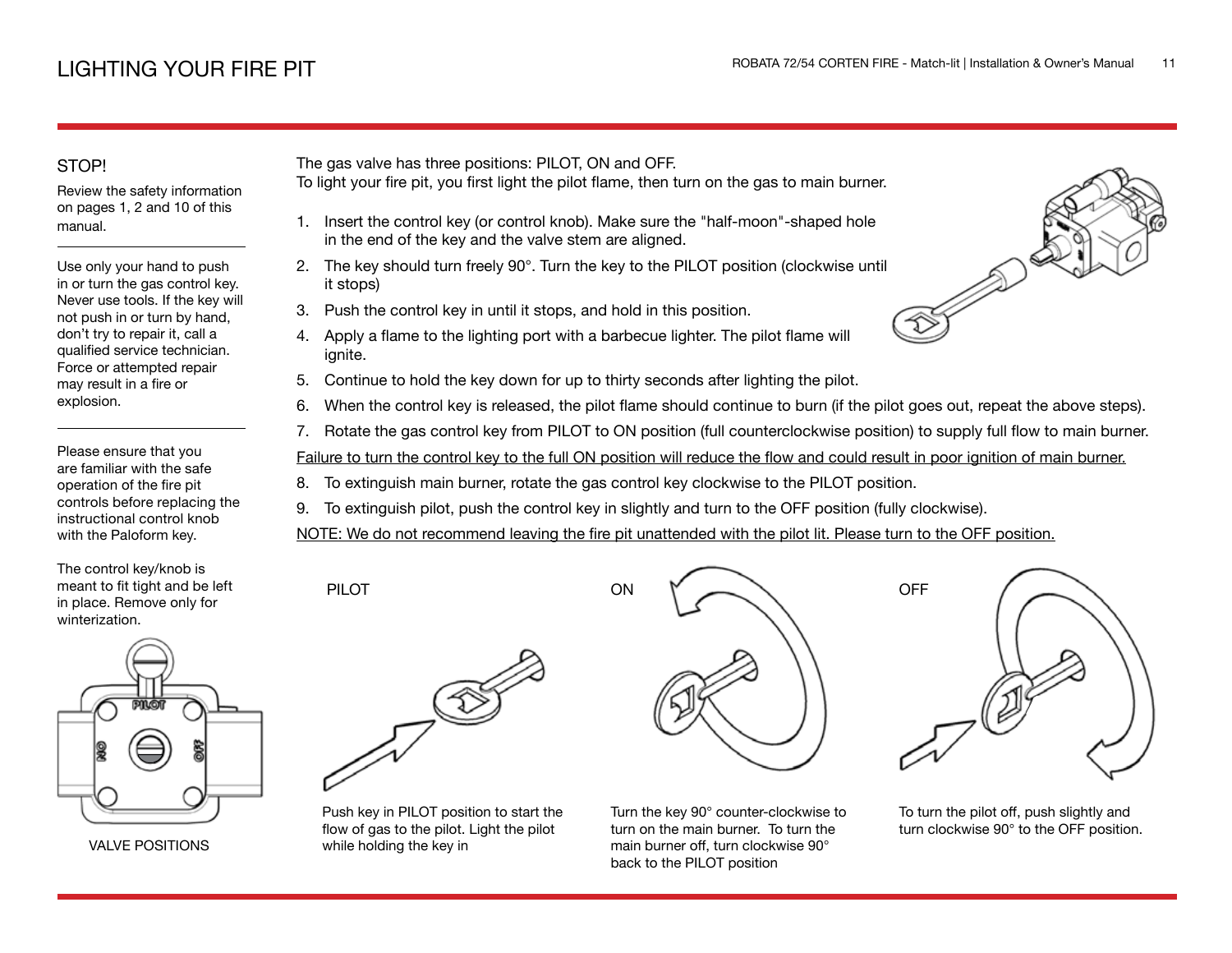# LIGHTING YOUR FIRE PIT

## STOP!

Review the safety information on pages 1, 2 and 10 of this manual.

---

Use only your hand to push in or turn the gas control key. Never use tools. If the key will not push in or turn by hand, don't try to repair it, call a qualified service technician. Force or attempted repair may result in a fire or explosion.

---

Please ensure that you are familiar with the safe operation of the fire pit controls before replacing the instructional control knob with the Paloform key.

The control key/knob is meant to fit tight and be left in place. Remove only for winterization.

PILOT

ON

OFF

VALVE POSITIONS

The gas valve has three positions: PILOT, ON and OFF.
To light your fire pit, you first light the pilot flame, then turn on the gas to main burner.

1. Insert the control key (or control knob). Make sure the "half-moon"-shaped hole in the end of the key and the valve stem are aligned.
2. The key should turn freely 90°. Turn the key to the PILOT position (clockwise until it stops)
3. Push the control key in until it stops, and hold in this position.
4. Apply a flame to the lighting port with a barbecue lighter. The pilot flame will ignite.
5. Continue to hold the key down for up to thirty seconds after lighting the pilot.
6. When the control key is released, the pilot flame should continue to burn (if the pilot goes out, repeat the above steps).
7. Rotate the gas control key from PILOT to ON position (full counterclockwise position) to supply full flow to main burner.

<u>Failure to turn the control key to the full ON position will reduce the flow and could result in poor ignition of main burner.</u>

8. To extinguish main burner, rotate the gas control key clockwise to the PILOT position.
9. To extinguish pilot, push the control key in slightly and turn to the OFF position (fully clockwise).

<u>NOTE: We do not recommend leaving the fire pit unattended with the pilot lit. Please turn to the OFF position.</u>

**PILOT**

Push key in PILOT position to start the flow of gas to the pilot. Light the pilot while holding the key in

**ON**

Turn the key 90° counter-clockwise to turn on the main burner. To turn the main burner off, turn clockwise 90° back to the PILOT position

**OFF**

To turn the pilot off, push slightly and turn clockwise 90° to the OFF position.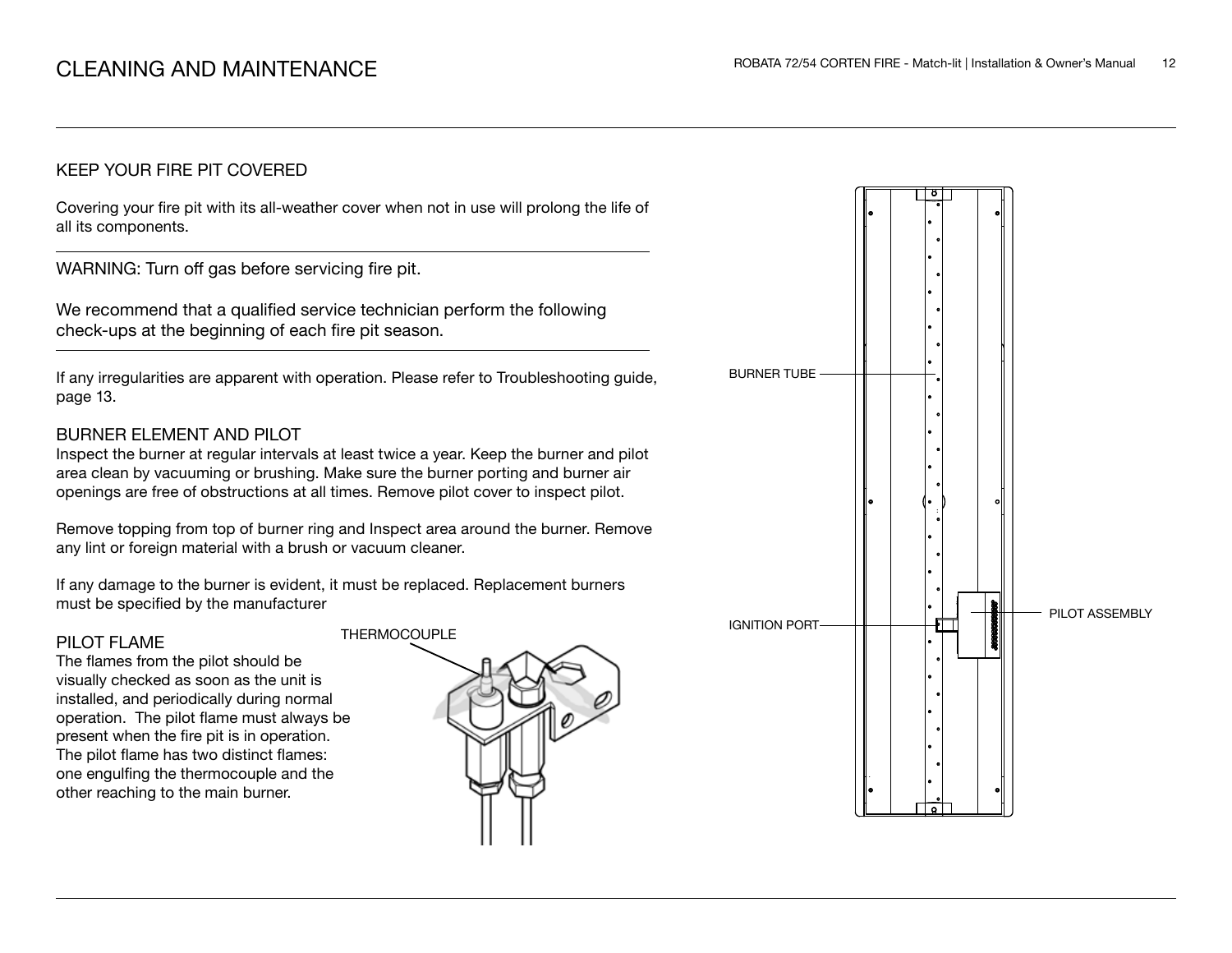# CLEANING AND MAINTENANCE

## KEEP YOUR FIRE PIT COVERED

Covering your fire pit with its all-weather cover when not in use will prolong the life of all its components.

---

WARNING: Turn off gas before servicing fire pit.

We recommend that a qualified service technician perform the following check-ups at the beginning of each fire pit season.

---

If any irregularities are apparent with operation. Please refer to Troubleshooting guide, page 13.

## BURNER ELEMENT AND PILOT

Inspect the burner at regular intervals at least twice a year. Keep the burner and pilot area clean by vacuuming or brushing. Make sure the burner porting and burner air openings are free of obstructions at all times. Remove pilot cover to inspect pilot.

Remove topping from top of burner ring and Inspect area around the burner. Remove any lint or foreign material with a brush or vacuum cleaner.

If any damage to the burner is evident, it must be replaced. Replacement burners must be specified by the manufacturer

## PILOT FLAME

The flames from the pilot should be visually checked as soon as the unit is installed, and periodically during normal operation. The pilot flame must always be present when the fire pit is in operation. The pilot flame has two distinct flames: one engulfing the thermocouple and the other reaching to the main burner.

THERMOCOUPLE

BURNER TUBE

IGNITION PORT

PILOT ASSEMBLY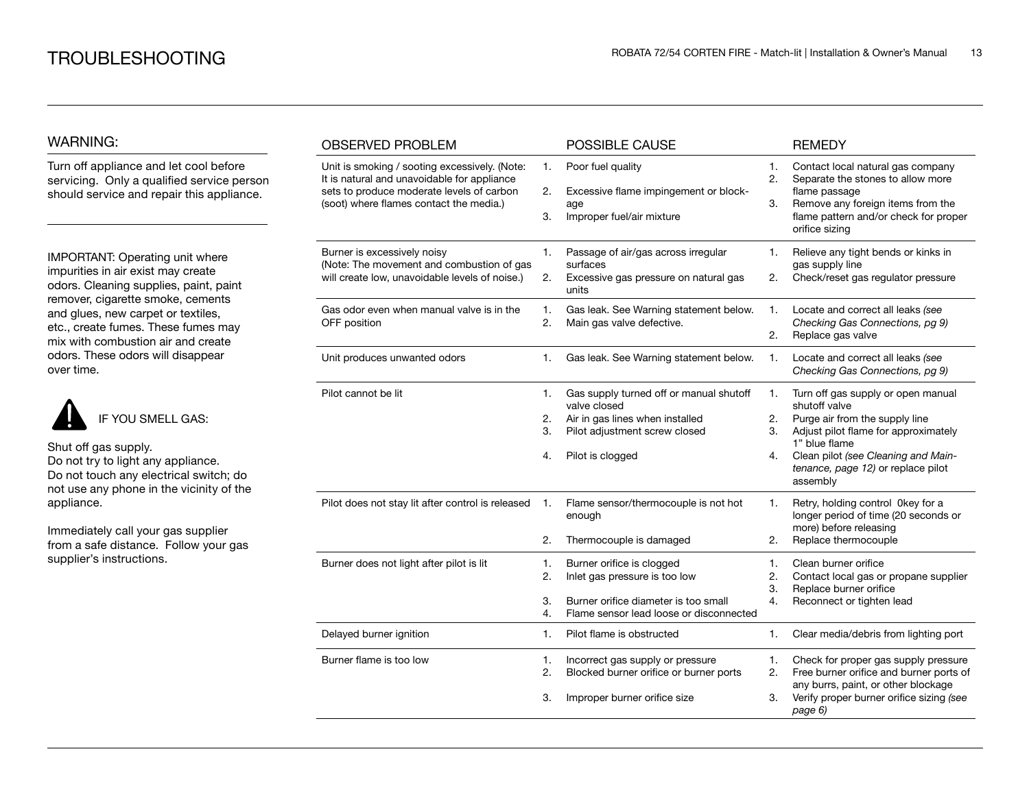# TROUBLESHOOTING

## WARNING:

Turn off appliance and let cool before servicing. Only a qualified service person should service and repair this appliance.

IMPORTANT: Operating unit where impurities in air exist may create odors. Cleaning supplies, paint, paint remover, cigarette smoke, cements and glues, new carpet or textiles, etc., create fumes. These fumes may mix with combustion air and create odors. These odors will disappear over time.

IF YOU SMELL GAS:

Shut off gas supply.
Do not try to light any appliance.
Do not touch any electrical switch; do not use any phone in the vicinity of the appliance.

Immediately call your gas supplier from a safe distance. Follow your gas supplier's instructions.

| OBSERVED PROBLEM | POSSIBLE CAUSE | REMEDY |
|---|---|---|
| Unit is smoking / sooting excessively. (Note: It is natural and unavoidable for appliance sets to produce moderate levels of carbon (soot) where flames contact the media.) | 1. Poor fuel quality<br>2. Excessive flame impingement or blockage<br>3. Improper fuel/air mixture | 1. Contact local natural gas company<br>2. Separate the stones to allow more flame passage<br>3. Remove any foreign items from the flame pattern and/or check for proper orifice sizing |
| Burner is excessively noisy (Note: The movement and combustion of gas will create low, unavoidable levels of noise.) | 1. Passage of air/gas across irregular surfaces<br>2. Excessive gas pressure on natural gas units | 1. Relieve any tight bends or kinks in gas supply line<br>2. Check/reset gas regulator pressure |
| Gas odor even when manual valve is in the OFF position | 1. Gas leak. See Warning statement below.<br>2. Main gas valve defective. | 1. Locate and correct all leaks *(see Checking Gas Connections, pg 9)*<br>2. Replace gas valve |
| Unit produces unwanted odors | 1. Gas leak. See Warning statement below. | 1. Locate and correct all leaks *(see Checking Gas Connections, pg 9)* |
| Pilot cannot be lit | 1. Gas supply turned off or manual shutoff valve closed<br>2. Air in gas lines when installed<br>3. Pilot adjustment screw closed<br>4. Pilot is clogged | 1. Turn off gas supply or open manual shutoff valve<br>2. Purge air from the supply line<br>3. Adjust pilot flame for approximately 1" blue flame<br>4. Clean pilot *(see Cleaning and Maintenance, page 12)* or replace pilot assembly |
| Pilot does not stay lit after control is released | 1. Flame sensor/thermocouple is not hot enough<br>2. Thermocouple is damaged | 1. Retry, holding control 0key for a longer period of time (20 seconds or more) before releasing<br>2. Replace thermocouple |
| Burner does not light after pilot is lit | 1. Burner orifice is clogged<br>2. Inlet gas pressure is too low<br>3. Burner orifice diameter is too small<br>4. Flame sensor lead loose or disconnected | 1. Clean burner orifice<br>2. Contact local gas or propane supplier<br>3. Replace burner orifice<br>4. Reconnect or tighten lead |
| Delayed burner ignition | 1. Pilot flame is obstructed | 1. Clear media/debris from lighting port |
| Burner flame is too low | 1. Incorrect gas supply or pressure<br>2. Blocked burner orifice or burner ports<br>3. Improper burner orifice size | 1. Check for proper gas supply pressure<br>2. Free burner orifice and burner ports of any burrs, paint, or other blockage<br>3. Verify proper burner orifice sizing *(see page 6)* |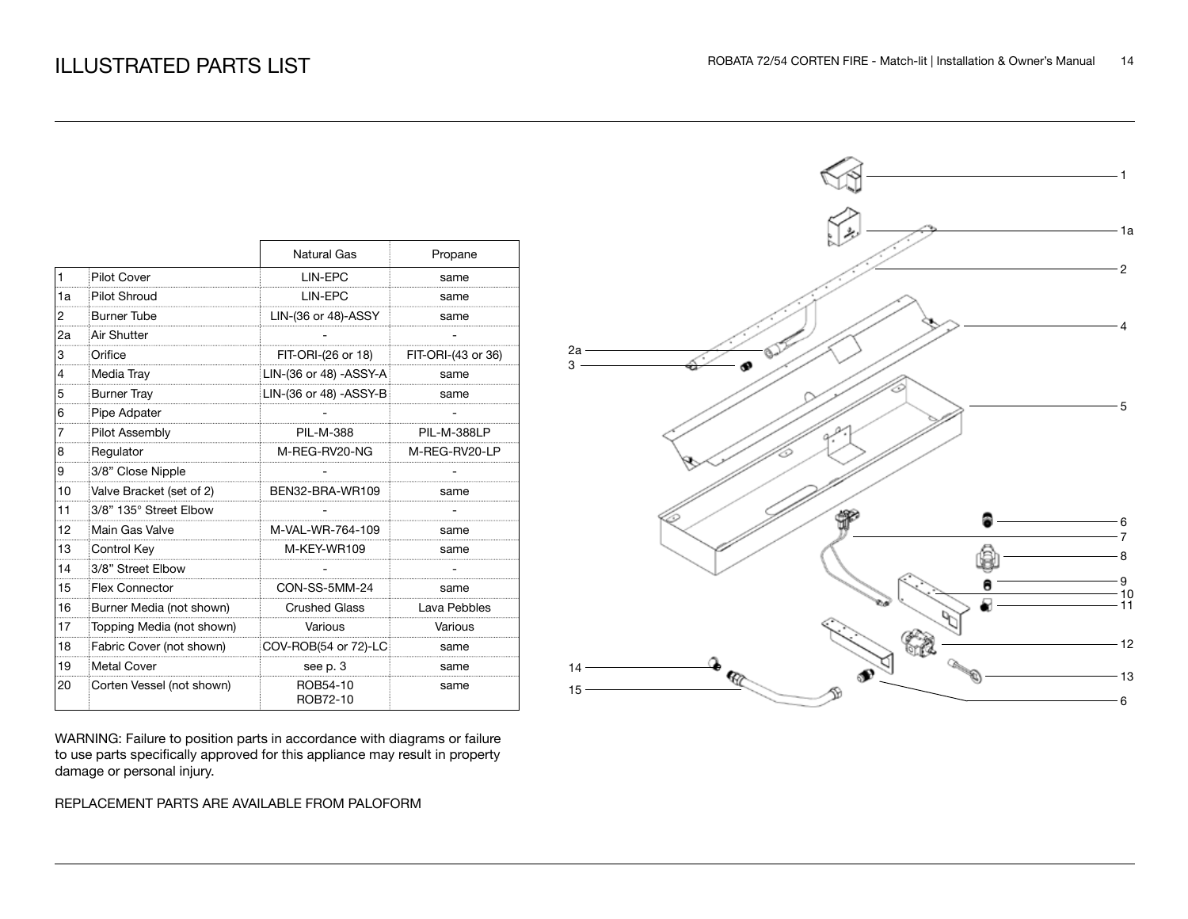# ILLUSTRATED PARTS LIST

| | | Natural Gas | Propane |
|---|---|---|---|
| 1 | Pilot Cover | LIN-EPC | same |
| 1a | Pilot Shroud | LIN-EPC | same |
| 2 | Burner Tube | LIN-(36 or 48)-ASSY | same |
| 2a | Air Shutter | - | - |
| 3 | Orifice | FIT-ORI-(26 or 18) | FIT-ORI-(43 or 36) |
| 4 | Media Tray | LIN-(36 or 48) -ASSY-A | same |
| 5 | Burner Tray | LIN-(36 or 48) -ASSY-B | same |
| 6 | Pipe Adpater | - | - |
| 7 | Pilot Assembly | PIL-M-388 | PIL-M-388LP |
| 8 | Regulator | M-REG-RV20-NG | M-REG-RV20-LP |
| 9 | 3/8" Close Nipple | - | - |
| 10 | Valve Bracket (set of 2) | BEN32-BRA-WR109 | same |
| 11 | 3/8" 135° Street Elbow | - | - |
| 12 | Main Gas Valve | M-VAL-WR-764-109 | same |
| 13 | Control Key | M-KEY-WR109 | same |
| 14 | 3/8" Street Elbow | - | - |
| 15 | Flex Connector | CON-SS-5MM-24 | same |
| 16 | Burner Media (not shown) | Crushed Glass | Lava Pebbles |
| 17 | Topping Media (not shown) | Various | Various |
| 18 | Fabric Cover (not shown) | COV-ROB(54 or 72)-LC | same |
| 19 | Metal Cover | see p. 3 | same |
| 20 | Corten Vessel (not shown) | ROB54-10 ROB72-10 | same |

WARNING: Failure to position parts in accordance with diagrams or failure to use parts specifically approved for this appliance may result in property damage or personal injury.

REPLACEMENT PARTS ARE AVAILABLE FROM PALOFORM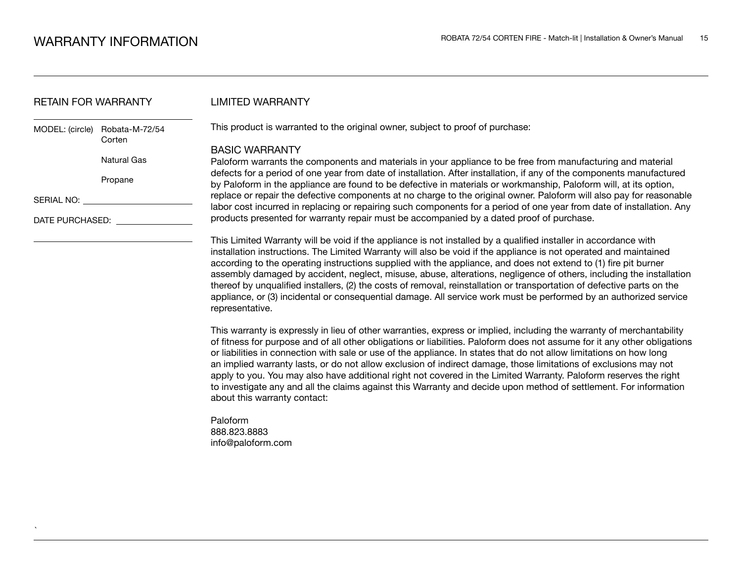# WARRANTY INFORMATION

## RETAIN FOR WARRANTY

MODEL: (circle) Robata-M-72/54 Corten

Natural Gas

Propane

SERIAL NO: \_\_\_\_\_\_\_\_\_\_\_\_\_\_\_\_\_\_\_\_

DATE PURCHASED: \_\_\_\_\_\_\_\_\_\_\_\_\_\_\_\_

## LIMITED WARRANTY

This product is warranted to the original owner, subject to proof of purchase:

### BASIC WARRANTY

Paloform warrants the components and materials in your appliance to be free from manufacturing and material defects for a period of one year from date of installation. After installation, if any of the components manufactured by Paloform in the appliance are found to be defective in materials or workmanship, Paloform will, at its option, replace or repair the defective components at no charge to the original owner. Paloform will also pay for reasonable labor cost incurred in replacing or repairing such components for a period of one year from date of installation. Any products presented for warranty repair must be accompanied by a dated proof of purchase.

This Limited Warranty will be void if the appliance is not installed by a qualified installer in accordance with installation instructions. The Limited Warranty will also be void if the appliance is not operated and maintained according to the operating instructions supplied with the appliance, and does not extend to (1) fire pit burner assembly damaged by accident, neglect, misuse, abuse, alterations, negligence of others, including the installation thereof by unqualified installers, (2) the costs of removal, reinstallation or transportation of defective parts on the appliance, or (3) incidental or consequential damage. All service work must be performed by an authorized service representative.

This warranty is expressly in lieu of other warranties, express or implied, including the warranty of merchantability of fitness for purpose and of all other obligations or liabilities. Paloform does not assume for it any other obligations or liabilities in connection with sale or use of the appliance. In states that do not allow limitations on how long an implied warranty lasts, or do not allow exclusion of indirect damage, those limitations of exclusions may not apply to you. You may also have additional right not covered in the Limited Warranty. Paloform reserves the right to investigate any and all the claims against this Warranty and decide upon method of settlement. For information about this warranty contact:

Paloform
888.823.8883
info@paloform.com